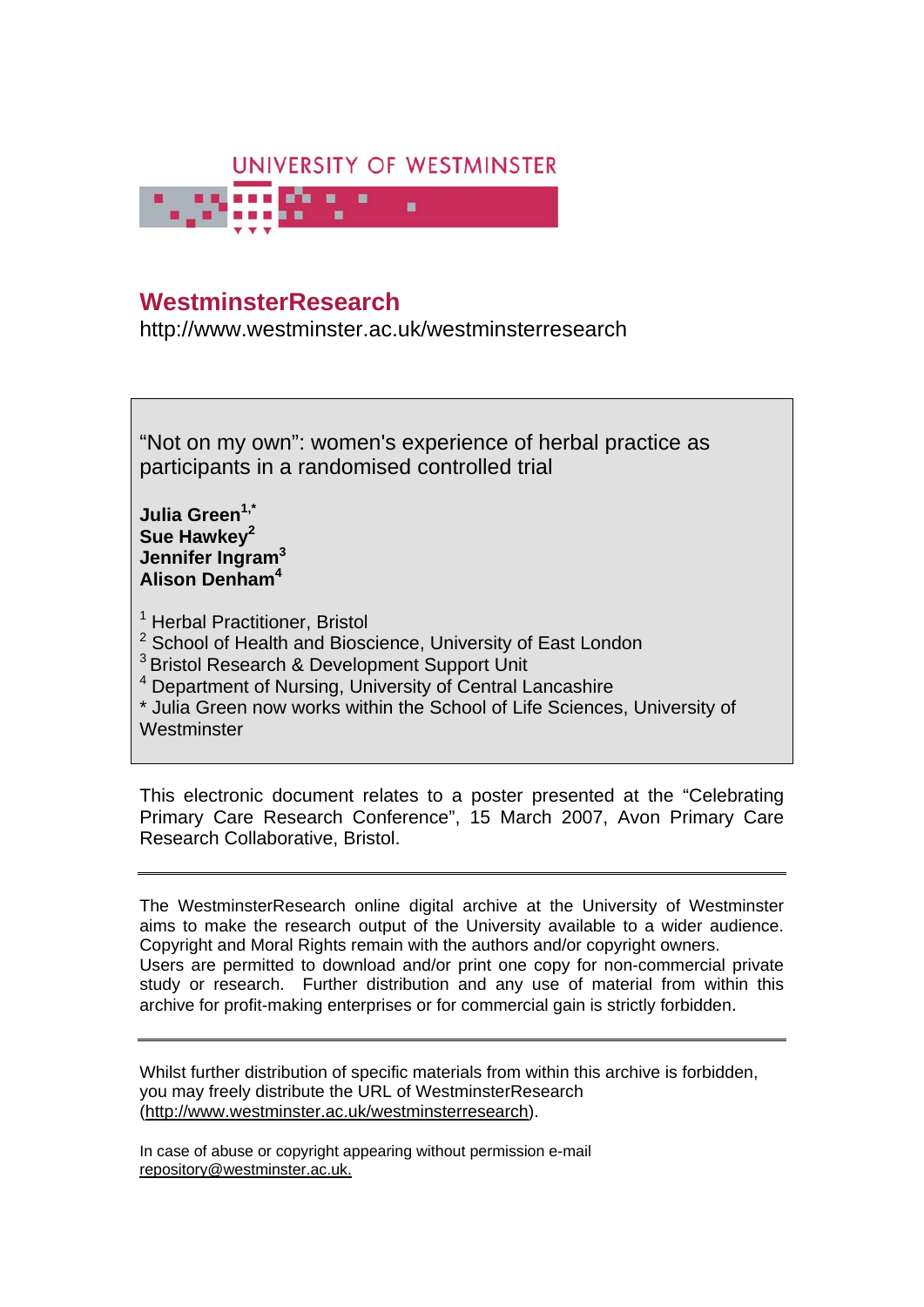UNIVERSITY OF WESTMINSTER

## WestminsterResearch

http://www.westminster.ac.uk/westminsterresearch

# "Not on my own": women's experience of herbal practice as participants in a randomised controlled trial

**Julia Green**[1,*]
**Sue Hawkey**[2]
**Jennifer Ingram**[3]
**Alison Denham**[4]

[1] Herbal Practitioner, Bristol
[2] School of Health and Bioscience, University of East London
[3] Bristol Research & Development Support Unit
[4] Department of Nursing, University of Central Lancashire
* Julia Green now works within the School of Life Sciences, University of Westminster

This electronic document relates to a poster presented at the "Celebrating Primary Care Research Conference", 15 March 2007, Avon Primary Care Research Collaborative, Bristol.

---

The WestminsterResearch online digital archive at the University of Westminster aims to make the research output of the University available to a wider audience. Copyright and Moral Rights remain with the authors and/or copyright owners.
Users are permitted to download and/or print one copy for non-commercial private study or research. Further distribution and any use of material from within this archive for profit-making enterprises or for commercial gain is strictly forbidden.

---

Whilst further distribution of specific materials from within this archive is forbidden, you may freely distribute the URL of WestminsterResearch (http://www.westminster.ac.uk/westminsterresearch).

In case of abuse or copyright appearing without permission e-mail repository@westminster.ac.uk.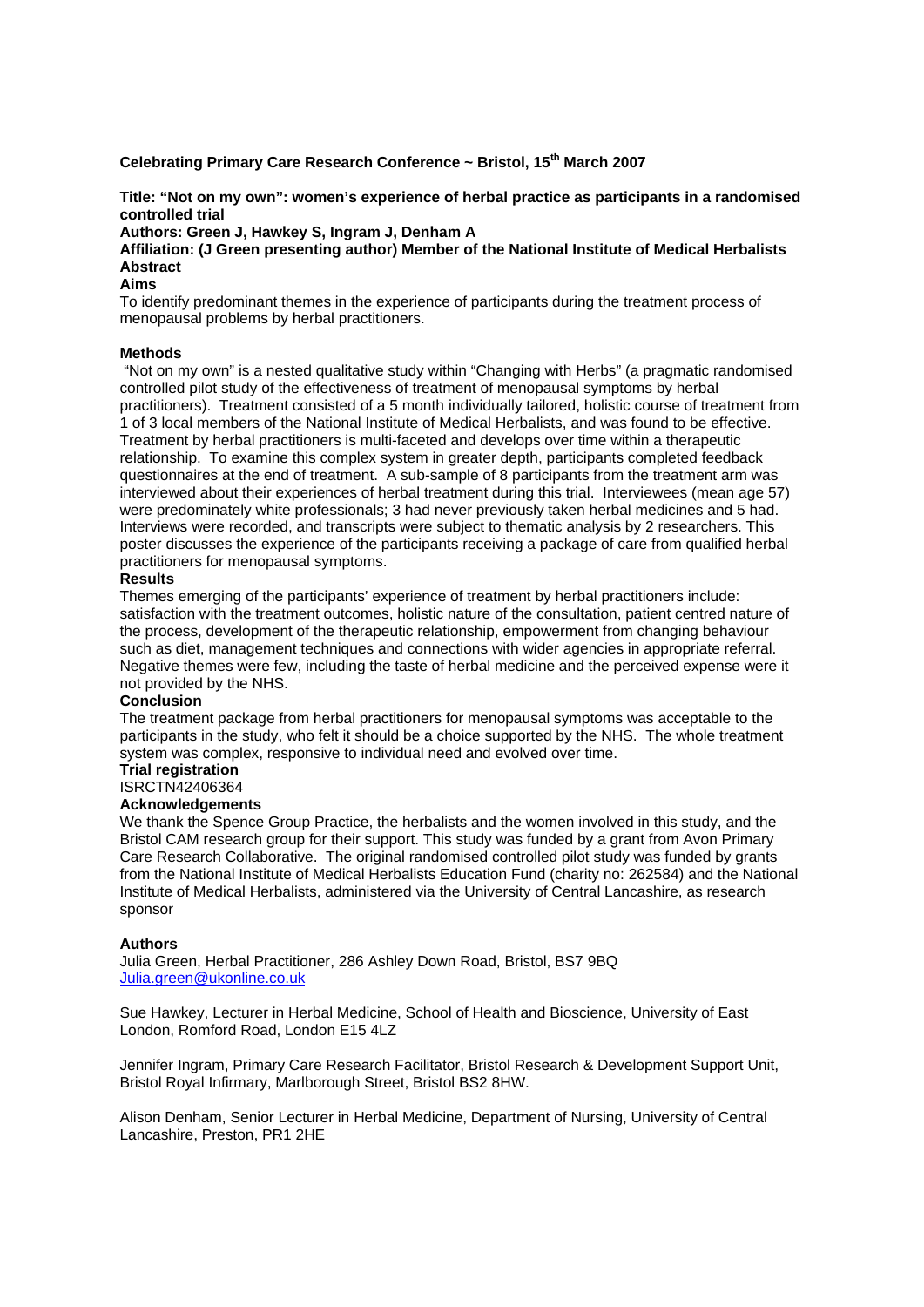**Celebrating Primary Care Research Conference ~ Bristol, 15th March 2007**

**Title: "Not on my own": women's experience of herbal practice as participants in a randomised controlled trial**

**Authors: Green J, Hawkey S, Ingram J, Denham A**

**Affiliation: (J Green presenting author) Member of the National Institute of Medical Herbalists**

**Abstract**

**Aims**

To identify predominant themes in the experience of participants during the treatment process of menopausal problems by herbal practitioners.

**Methods**

"Not on my own" is a nested qualitative study within "Changing with Herbs" (a pragmatic randomised controlled pilot study of the effectiveness of treatment of menopausal symptoms by herbal practitioners). Treatment consisted of a 5 month individually tailored, holistic course of treatment from 1 of 3 local members of the National Institute of Medical Herbalists, and was found to be effective. Treatment by herbal practitioners is multi-faceted and develops over time within a therapeutic relationship. To examine this complex system in greater depth, participants completed feedback questionnaires at the end of treatment. A sub-sample of 8 participants from the treatment arm was interviewed about their experiences of herbal treatment during this trial. Interviewees (mean age 57) were predominately white professionals; 3 had never previously taken herbal medicines and 5 had. Interviews were recorded, and transcripts were subject to thematic analysis by 2 researchers. This poster discusses the experience of the participants receiving a package of care from qualified herbal practitioners for menopausal symptoms.

**Results**

Themes emerging of the participants' experience of treatment by herbal practitioners include: satisfaction with the treatment outcomes, holistic nature of the consultation, patient centred nature of the process, development of the therapeutic relationship, empowerment from changing behaviour such as diet, management techniques and connections with wider agencies in appropriate referral. Negative themes were few, including the taste of herbal medicine and the perceived expense were it not provided by the NHS.

**Conclusion**

The treatment package from herbal practitioners for menopausal symptoms was acceptable to the participants in the study, who felt it should be a choice supported by the NHS. The whole treatment system was complex, responsive to individual need and evolved over time.

**Trial registration**

ISRCTN42406364

**Acknowledgements**

We thank the Spence Group Practice, the herbalists and the women involved in this study, and the Bristol CAM research group for their support. This study was funded by a grant from Avon Primary Care Research Collaborative. The original randomised controlled pilot study was funded by grants from the National Institute of Medical Herbalists Education Fund (charity no: 262584) and the National Institute of Medical Herbalists, administered via the University of Central Lancashire, as research sponsor

**Authors**

Julia Green, Herbal Practitioner, 286 Ashley Down Road, Bristol, BS7 9BQ
Julia.green@ukonline.co.uk

Sue Hawkey, Lecturer in Herbal Medicine, School of Health and Bioscience, University of East London, Romford Road, London E15 4LZ

Jennifer Ingram, Primary Care Research Facilitator, Bristol Research & Development Support Unit, Bristol Royal Infirmary, Marlborough Street, Bristol BS2 8HW.

Alison Denham, Senior Lecturer in Herbal Medicine, Department of Nursing, University of Central Lancashire, Preston, PR1 2HE